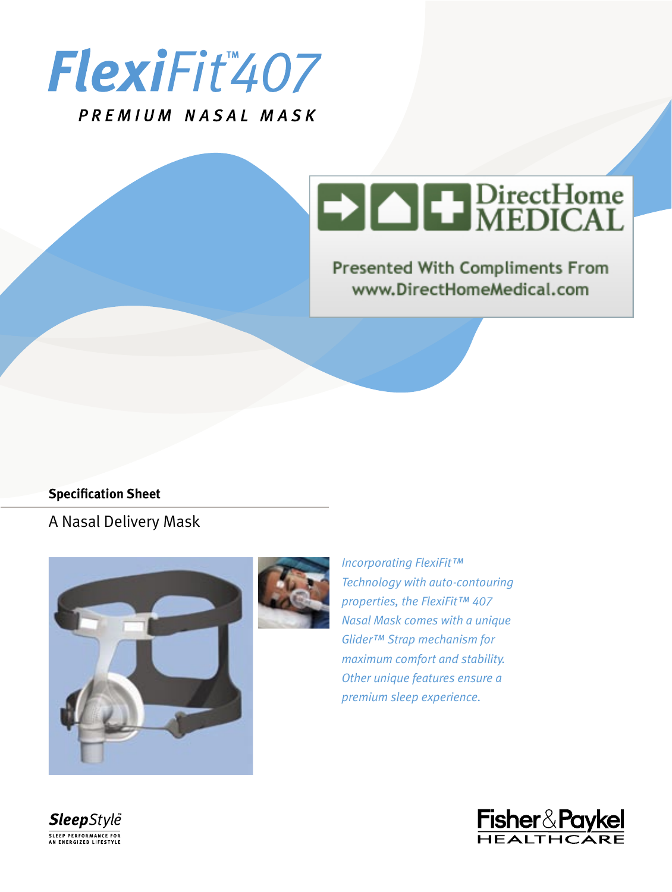# FlexiFit™ 407

## PREMIUM NASAL MASK

DirectHome MEDICAL

Presented With Compliments From
www.DirectHomeMedical.com

**Specification Sheet**

A Nasal Delivery Mask

*Incorporating FlexiFit™ Technology with auto-contouring properties, the FlexiFit™ 407 Nasal Mask comes with a unique Glider™ Strap mechanism for maximum comfort and stability. Other unique features ensure a premium sleep experience.*

SleepStyle™
SLEEP PERFORMANCE FOR AN ENERGIZED LIFESTYLE

Fisher & Paykel HEALTHCARE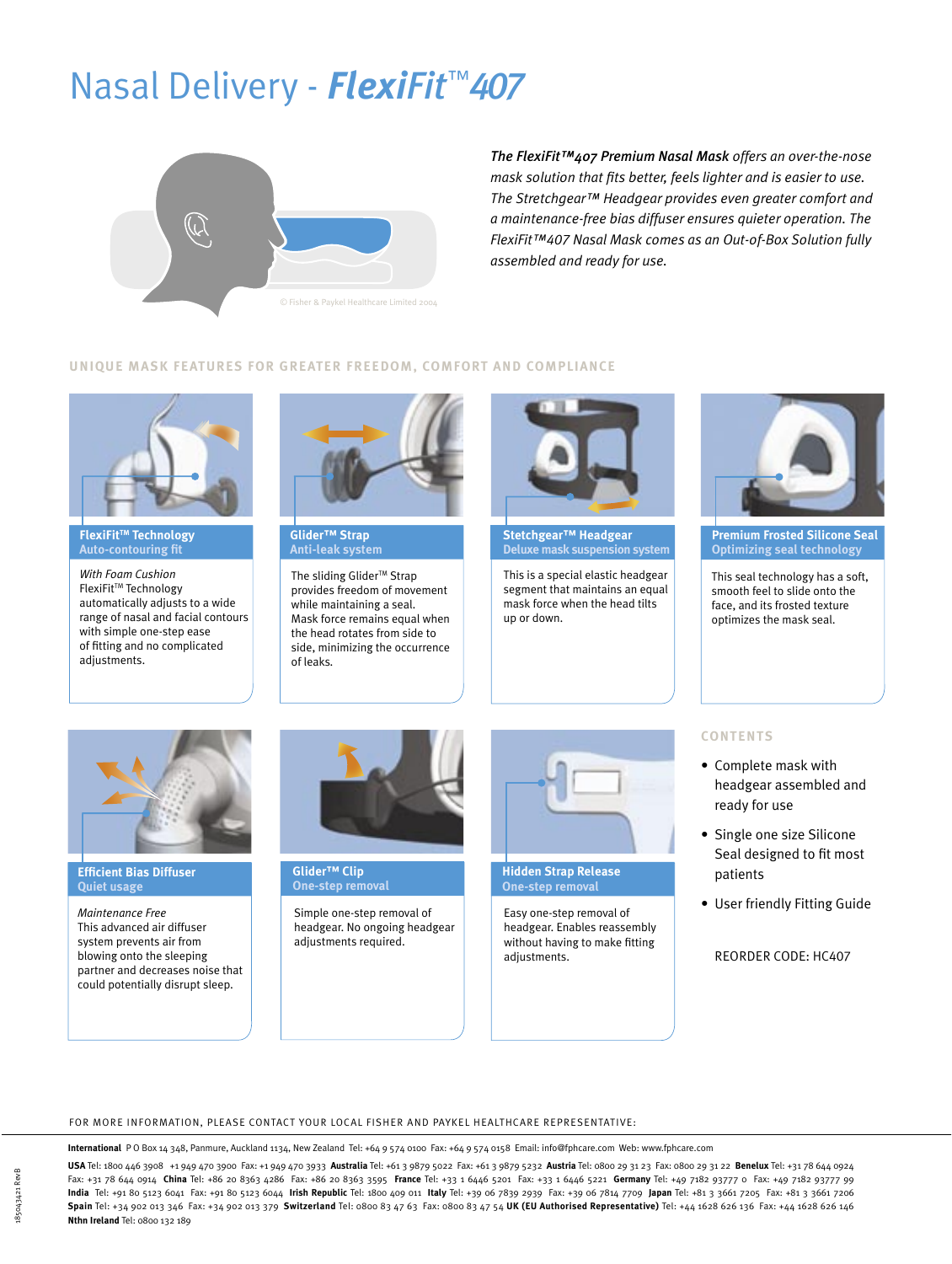# Nasal Delivery - *FlexiFit™ 407*

© Fisher & Paykel Healthcare Limited 2004

***The FlexiFit™407 Premium Nasal Mask** offers an over-the-nose mask solution that fits better, feels lighter and is easier to use. The Stretchgear™ Headgear provides even greater comfort and a maintenance-free bias diffuser ensures quieter operation. The FlexiFit™407 Nasal Mask comes as an Out-of-Box Solution fully assembled and ready for use.*

## UNIQUE MASK FEATURES FOR GREATER FREEDOM, COMFORT AND COMPLIANCE

### FlexiFit™ Technology
**Auto-contouring fit**

*With Foam Cushion*
FlexiFit™ Technology automatically adjusts to a wide range of nasal and facial contours with simple one-step ease of fitting and no complicated adjustments.

### Glider™ Strap
**Anti-leak system**

The sliding Glider™ Strap provides freedom of movement while maintaining a seal. Mask force remains equal when the head rotates from side to side, minimizing the occurrence of leaks.

### Stetchgear™ Headgear
**Deluxe mask suspension system**

This is a special elastic headgear segment that maintains an equal mask force when the head tilts up or down.

### Premium Frosted Silicone Seal
**Optimizing seal technology**

This seal technology has a soft, smooth feel to slide onto the face, and its frosted texture optimizes the mask seal.

### Efficient Bias Diffuser
**Quiet usage**

*Maintenance Free*
This advanced air diffuser system prevents air from blowing onto the sleeping partner and decreases noise that could potentially disrupt sleep.

### Glider™ Clip
**One-step removal**

Simple one-step removal of headgear. No ongoing headgear adjustments required.

### Hidden Strap Release
**One-step removal**

Easy one-step removal of headgear. Enables reassembly without having to make fitting adjustments.

## CONTENTS

- Complete mask with headgear assembled and ready for use
- Single one size Silicone Seal designed to fit most patients
- User friendly Fitting Guide

REORDER CODE: HC407

FOR MORE INFORMATION, PLEASE CONTACT YOUR LOCAL FISHER AND PAYKEL HEALTHCARE REPRESENTATIVE:

**International** P O Box 14 348, Panmure, Auckland 1134, New Zealand Tel: +64 9 574 0100 Fax: +64 9 574 0158 Email: info@fphcare.com Web: www.fphcare.com

**USA** Tel: 1800 446 3908 +1 949 470 3900 Fax: +1 949 470 3933 **Australia** Tel: +61 3 9879 5022 Fax: +61 3 9879 5232 **Austria** Tel: 0800 29 31 23 Fax: 0800 29 31 22 **Benelux** Tel: +31 78 644 0924 Fax: +31 78 644 0914 **China** Tel: +86 20 8363 4286 Fax: +86 20 8363 3595 **France** Tel: +33 1 6446 5201 Fax: +33 1 6446 5221 **Germany** Tel: +49 7182 93777 0 Fax: +49 7182 93777 99 **India** Tel: +91 80 5123 6041 Fax: +91 80 5123 6044 **Irish Republic** Tel: 1800 409 011 **Italy** Tel: +39 06 7839 2939 Fax: +39 06 7814 7709 **Japan** Tel: +81 3 3661 7205 Fax: +81 3 3661 7206 **Spain** Tel: +34 902 013 346 Fax: +34 902 013 379 **Switzerland** Tel: 0800 83 47 63 Fax: 0800 83 47 54 **UK (EU Authorised Representative)** Tel: +44 1628 626 136 Fax: +44 1628 626 146 **Nthn Ireland** Tel: 0800 132 189

185043421 RevB